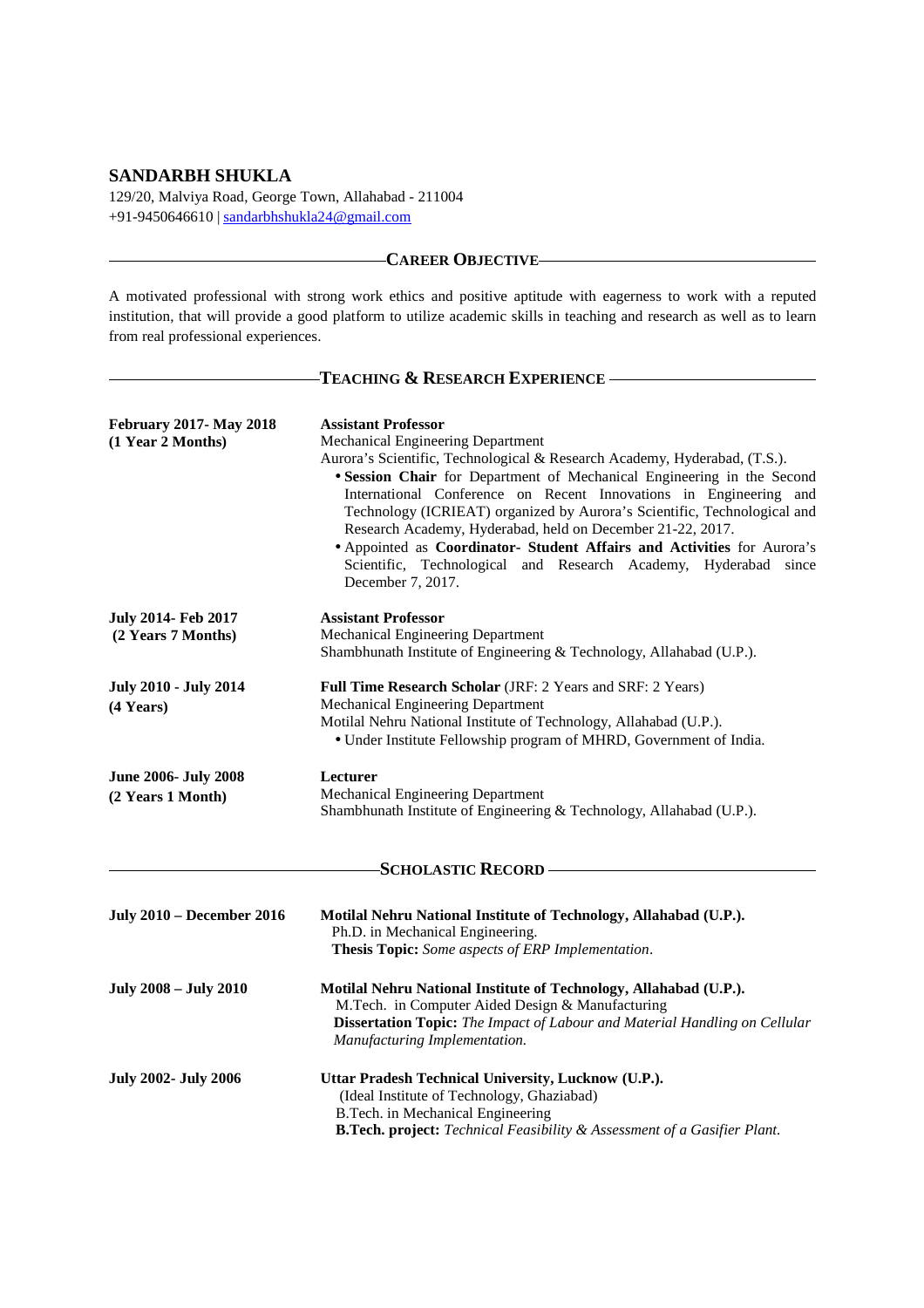# SANDARBH SHUKLA

129/20, Malviya Road, George Town, Allahabad - 211004
+91-9450646610 | sandarbhshukla24@gmail.com

## CAREER OBJECTIVE

A motivated professional with strong work ethics and positive aptitude with eagerness to work with a reputed institution, that will provide a good platform to utilize academic skills in teaching and research as well as to learn from real professional experiences.

## TEACHING & RESEARCH EXPERIENCE

**February 2017- May 2018**
**(1 Year 2 Months)**

**Assistant Professor**
Mechanical Engineering Department
Aurora's Scientific, Technological & Research Academy, Hyderabad, (T.S.).

- **Session Chair** for Department of Mechanical Engineering in the Second International Conference on Recent Innovations in Engineering and Technology (ICRIEAT) organized by Aurora's Scientific, Technological and Research Academy, Hyderabad, held on December 21-22, 2017.
- Appointed as **Coordinator- Student Affairs and Activities** for Aurora's Scientific, Technological and Research Academy, Hyderabad since December 7, 2017.

**July 2014- Feb 2017**
**(2 Years 7 Months)**

**Assistant Professor**
Mechanical Engineering Department
Shambhunath Institute of Engineering & Technology, Allahabad (U.P.).

**July 2010 - July 2014**
**(4 Years)**

**Full Time Research Scholar** (JRF: 2 Years and SRF: 2 Years)
Mechanical Engineering Department
Motilal Nehru National Institute of Technology, Allahabad (U.P.).

- Under Institute Fellowship program of MHRD, Government of India.

**June 2006- July 2008**
**(2 Years 1 Month)**

**Lecturer**
Mechanical Engineering Department
Shambhunath Institute of Engineering & Technology, Allahabad (U.P.).

## SCHOLASTIC RECORD

**July 2010 – December 2016**

**Motilal Nehru National Institute of Technology, Allahabad (U.P.).**
Ph.D. in Mechanical Engineering.
**Thesis Topic:** *Some aspects of ERP Implementation*.

**July 2008 – July 2010**

**Motilal Nehru National Institute of Technology, Allahabad (U.P.).**
M.Tech. in Computer Aided Design & Manufacturing
**Dissertation Topic:** *The Impact of Labour and Material Handling on Cellular Manufacturing Implementation.*

**July 2002- July 2006**

**Uttar Pradesh Technical University, Lucknow (U.P.).**
(Ideal Institute of Technology, Ghaziabad)
B.Tech. in Mechanical Engineering
**B.Tech. project:** *Technical Feasibility & Assessment of a Gasifier Plant.*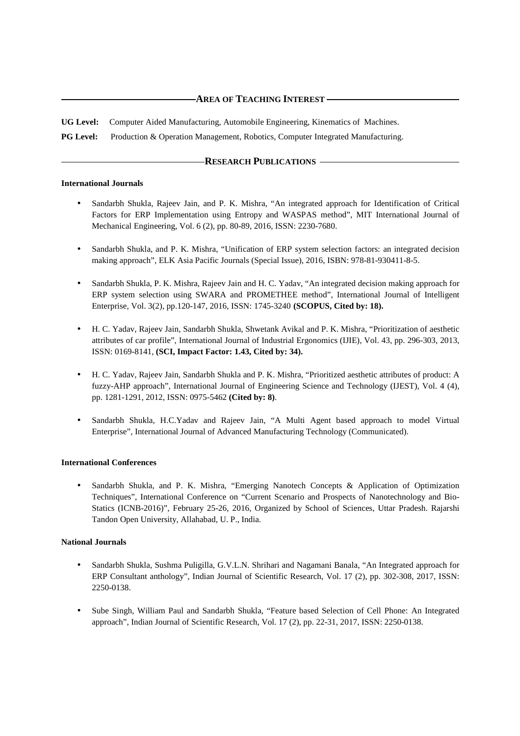## AREA OF TEACHING INTEREST

**UG Level:** Computer Aided Manufacturing, Automobile Engineering, Kinematics of Machines.

**PG Level:** Production & Operation Management, Robotics, Computer Integrated Manufacturing.

## RESEARCH PUBLICATIONS

**International Journals**

- Sandarbh Shukla, Rajeev Jain, and P. K. Mishra, "An integrated approach for Identification of Critical Factors for ERP Implementation using Entropy and WASPAS method", MIT International Journal of Mechanical Engineering, Vol. 6 (2), pp. 80-89, 2016, ISSN: 2230-7680.

- Sandarbh Shukla, and P. K. Mishra, "Unification of ERP system selection factors: an integrated decision making approach", ELK Asia Pacific Journals (Special Issue), 2016, ISBN: 978-81-930411-8-5.

- Sandarbh Shukla, P. K. Mishra, Rajeev Jain and H. C. Yadav, "An integrated decision making approach for ERP system selection using SWARA and PROMETHEE method", International Journal of Intelligent Enterprise, Vol. 3(2), pp.120-147, 2016, ISSN: 1745-3240 **(SCOPUS, Cited by: 18).**

- H. C. Yadav, Rajeev Jain, Sandarbh Shukla, Shwetank Avikal and P. K. Mishra, "Prioritization of aesthetic attributes of car profile", International Journal of Industrial Ergonomics (IJIE), Vol. 43, pp. 296-303, 2013, ISSN: 0169-8141, **(SCI, Impact Factor: 1.43, Cited by: 34).**

- H. C. Yadav, Rajeev Jain, Sandarbh Shukla and P. K. Mishra, "Prioritized aesthetic attributes of product: A fuzzy-AHP approach", International Journal of Engineering Science and Technology (IJEST), Vol. 4 (4), pp. 1281-1291, 2012, ISSN: 0975-5462 **(Cited by: 8)**.

- Sandarbh Shukla, H.C.Yadav and Rajeev Jain, "A Multi Agent based approach to model Virtual Enterprise", International Journal of Advanced Manufacturing Technology (Communicated).

**International Conferences**

- Sandarbh Shukla, and P. K. Mishra, "Emerging Nanotech Concepts & Application of Optimization Techniques", International Conference on "Current Scenario and Prospects of Nanotechnology and Bio-Statics (ICNB-2016)", February 25-26, 2016, Organized by School of Sciences, Uttar Pradesh. Rajarshi Tandon Open University, Allahabad, U. P., India.

**National Journals**

- Sandarbh Shukla, Sushma Puligilla, G.V.L.N. Shrihari and Nagamani Banala, "An Integrated approach for ERP Consultant anthology", Indian Journal of Scientific Research, Vol. 17 (2), pp. 302-308, 2017, ISSN: 2250-0138.

- Sube Singh, William Paul and Sandarbh Shukla, "Feature based Selection of Cell Phone: An Integrated approach", Indian Journal of Scientific Research, Vol. 17 (2), pp. 22-31, 2017, ISSN: 2250-0138.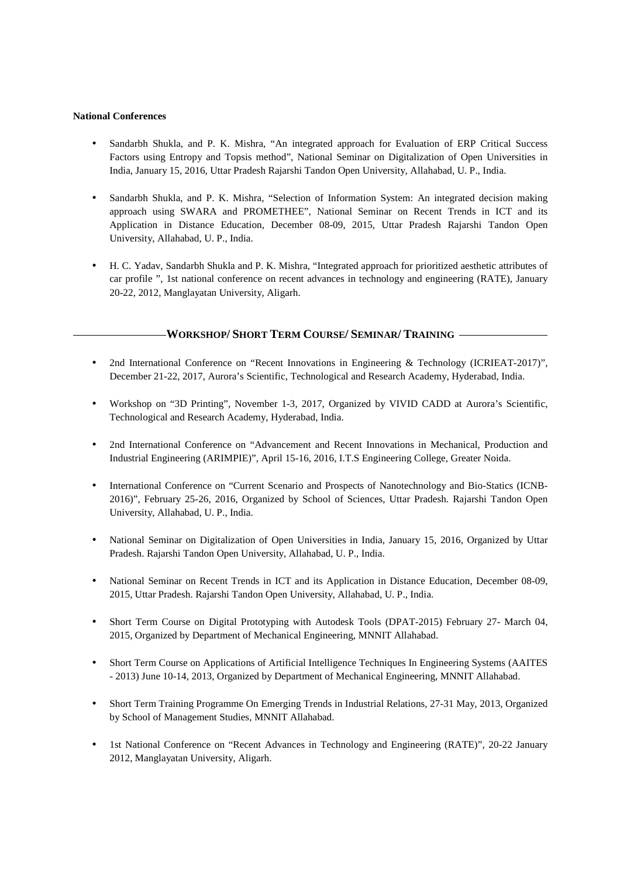**National Conferences**

- Sandarbh Shukla, and P. K. Mishra, "An integrated approach for Evaluation of ERP Critical Success Factors using Entropy and Topsis method", National Seminar on Digitalization of Open Universities in India, January 15, 2016, Uttar Pradesh Rajarshi Tandon Open University, Allahabad, U. P., India.

- Sandarbh Shukla, and P. K. Mishra, "Selection of Information System: An integrated decision making approach using SWARA and PROMETHEE", National Seminar on Recent Trends in ICT and its Application in Distance Education, December 08-09, 2015, Uttar Pradesh Rajarshi Tandon Open University, Allahabad, U. P., India.

- H. C. Yadav, Sandarbh Shukla and P. K. Mishra, "Integrated approach for prioritized aesthetic attributes of car profile ", 1st national conference on recent advances in technology and engineering (RATE), January 20-22, 2012, Manglayatan University, Aligarh.

## WORKSHOP/ SHORT TERM COURSE/ SEMINAR/ TRAINING

- 2nd International Conference on "Recent Innovations in Engineering & Technology (ICRIEAT-2017)", December 21-22, 2017, Aurora's Scientific, Technological and Research Academy, Hyderabad, India.

- Workshop on "3D Printing", November 1-3, 2017, Organized by VIVID CADD at Aurora's Scientific, Technological and Research Academy, Hyderabad, India.

- 2nd International Conference on "Advancement and Recent Innovations in Mechanical, Production and Industrial Engineering (ARIMPIE)", April 15-16, 2016, I.T.S Engineering College, Greater Noida.

- International Conference on "Current Scenario and Prospects of Nanotechnology and Bio-Statics (ICNB-2016)", February 25-26, 2016, Organized by School of Sciences, Uttar Pradesh. Rajarshi Tandon Open University, Allahabad, U. P., India.

- National Seminar on Digitalization of Open Universities in India, January 15, 2016, Organized by Uttar Pradesh. Rajarshi Tandon Open University, Allahabad, U. P., India.

- National Seminar on Recent Trends in ICT and its Application in Distance Education, December 08-09, 2015, Uttar Pradesh. Rajarshi Tandon Open University, Allahabad, U. P., India.

- Short Term Course on Digital Prototyping with Autodesk Tools (DPAT-2015) February 27- March 04, 2015, Organized by Department of Mechanical Engineering, MNNIT Allahabad.

- Short Term Course on Applications of Artificial Intelligence Techniques In Engineering Systems (AAITES - 2013) June 10-14, 2013, Organized by Department of Mechanical Engineering, MNNIT Allahabad.

- Short Term Training Programme On Emerging Trends in Industrial Relations, 27-31 May, 2013, Organized by School of Management Studies, MNNIT Allahabad.

- 1st National Conference on "Recent Advances in Technology and Engineering (RATE)", 20-22 January 2012, Manglayatan University, Aligarh.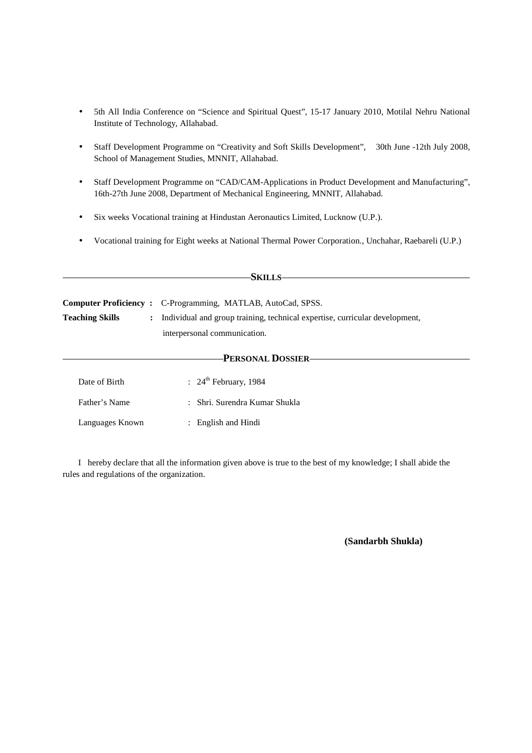- 5th All India Conference on "Science and Spiritual Quest", 15-17 January 2010, Motilal Nehru National Institute of Technology, Allahabad.

- Staff Development Programme on "Creativity and Soft Skills Development", 30th June -12th July 2008, School of Management Studies, MNNIT, Allahabad.

- Staff Development Programme on "CAD/CAM-Applications in Product Development and Manufacturing", 16th-27th June 2008, Department of Mechanical Engineering, MNNIT, Allahabad.

- Six weeks Vocational training at Hindustan Aeronautics Limited, Lucknow (U.P.).

- Vocational training for Eight weeks at National Thermal Power Corporation., Unchahar, Raebareli (U.P.)

## SKILLS

**Computer Proficiency :** C-Programming, MATLAB, AutoCad, SPSS.

**Teaching Skills :** Individual and group training, technical expertise, curricular development, interpersonal communication.

## PERSONAL DOSSIER

| | |
|---|---|
| Date of Birth | : 24th February, 1984 |
| Father's Name | : Shri. Surendra Kumar Shukla |
| Languages Known | : English and Hindi |

I hereby declare that all the information given above is true to the best of my knowledge; I shall abide the rules and regulations of the organization.

**(Sandarbh Shukla)**